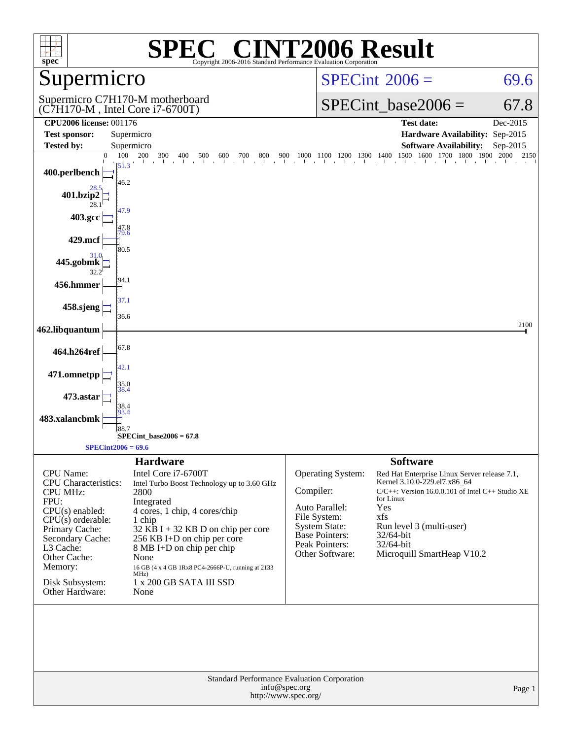# SPEC® CINT2006 Result

Copyright 2006-2016 Standard Performance Evaluation Corporation

## Supermicro

Supermicro C7H170-M motherboard
(C7H170-M , Intel Core i7-6700T)

SPECint 2006 = 69.6

SPECint_base2006 = 67.8

| | | | |
|---|---|---|---|
| **CPU2006 license:** 001176 | | **Test date:** | Dec-2015 |
| **Test sponsor:** | Supermicro | **Hardware Availability:** | Sep-2015 |
| **Tested by:** | Supermicro | **Software Availability:** | Sep-2015 |

| Benchmark | Peak | Base |
|---|---|---|
| 400.perlbench | 51.3 | 46.2 |
| 401.bzip2 | 28.5 | 28.1 |
| 403.gcc | 47.9 | 47.8 |
| 429.mcf | 79.6 | 80.5 |
| 445.gobmk | 31.0 | 32.2 |
| 456.hmmer | | 94.1 |
| 458.sjeng | 37.1 | 36.6 |
| 462.libquantum | | 2100 |
| 464.h264ref | | 67.8 |
| 471.omnetpp | 42.1 | 35.0 |
| 473.astar | 38.4 | 38.4 |
| 483.xalancbmk | 93.4 | 88.7 |

SPECint_base2006 = 67.8

SPECint2006 = 69.6

## Hardware

| | |
|---|---|
| CPU Name: | Intel Core i7-6700T |
| CPU Characteristics: | Intel Turbo Boost Technology up to 3.60 GHz |
| CPU MHz: | 2800 |
| FPU: | Integrated |
| CPU(s) enabled: | 4 cores, 1 chip, 4 cores/chip |
| CPU(s) orderable: | 1 chip |
| Primary Cache: | 32 KB I + 32 KB D on chip per core |
| Secondary Cache: | 256 KB I+D on chip per core |
| L3 Cache: | 8 MB I+D on chip per chip |
| Other Cache: | None |
| Memory: | 16 GB (4 x 4 GB 1Rx8 PC4-2666P-U, running at 2133 MHz) |
| Disk Subsystem: | 1 x 200 GB SATA III SSD |
| Other Hardware: | None |

## Software

| | |
|---|---|
| Operating System: | Red Hat Enterprise Linux Server release 7.1, Kernel 3.10.0-229.el7.x86_64 |
| Compiler: | C/C++: Version 16.0.0.101 of Intel C++ Studio XE for Linux |
| Auto Parallel: | Yes |
| File System: | xfs |
| System State: | Run level 3 (multi-user) |
| Base Pointers: | 32/64-bit |
| Peak Pointers: | 32/64-bit |
| Other Software: | Microquill SmartHeap V10.2 |

Standard Performance Evaluation Corporation
info@spec.org
http://www.spec.org/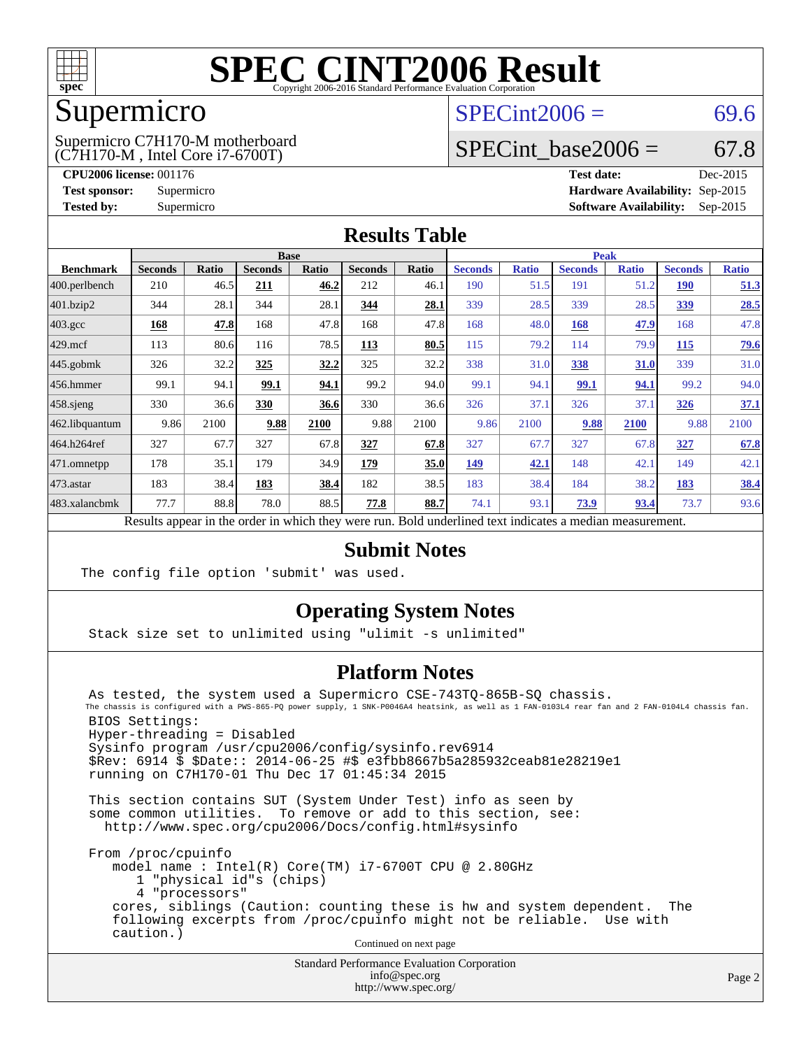# SPEC CINT2006 Result

Copyright 2006-2016 Standard Performance Evaluation Corporation

## Supermicro

Supermicro C7H170-M motherboard
(C7H170-M , Intel Core i7-6700T)

SPECint2006 = 69.6

SPECint_base2006 = 67.8

**CPU2006 license:** 001176
**Test sponsor:** Supermicro
**Tested by:** Supermicro

**Test date:** Dec-2015
**Hardware Availability:** Sep-2015
**Software Availability:** Sep-2015

## Results Table

| Benchmark | Base | | | | | | Peak | | | | | |
|---|---|---|---|---|---|---|---|---|---|---|---|---|
| | Seconds | Ratio | Seconds | Ratio | Seconds | Ratio | Seconds | Ratio | Seconds | Ratio | Seconds | Ratio |
| 400.perlbench | 210 | 46.5 | **211** | **46.2** | 212 | 46.1 | 190 | 51.5 | 191 | 51.2 | **190** | **51.3** |
| 401.bzip2 | 344 | 28.1 | 344 | 28.1 | **344** | **28.1** | 339 | 28.5 | 339 | 28.5 | **339** | **28.5** |
| 403.gcc | **168** | **47.8** | 168 | 47.8 | 168 | 47.8 | 168 | 48.0 | **168** | **47.9** | 168 | 47.8 |
| 429.mcf | 113 | 80.6 | 116 | 78.5 | **113** | **80.5** | 115 | 79.2 | 114 | 79.9 | **115** | **79.6** |
| 445.gobmk | 326 | 32.2 | **325** | **32.2** | 325 | 32.2 | 338 | 31.0 | **338** | **31.0** | 339 | 31.0 |
| 456.hmmer | 99.1 | 94.1 | **99.1** | **94.1** | 99.2 | 94.0 | 99.1 | 94.1 | **99.1** | **94.1** | 99.2 | 94.0 |
| 458.sjeng | 330 | 36.6 | **330** | **36.6** | 330 | 36.6 | 326 | 37.1 | 326 | 37.1 | **326** | **37.1** |
| 462.libquantum | 9.86 | 2100 | **9.88** | **2100** | 9.88 | 2100 | 9.86 | 2100 | **9.88** | **2100** | 9.88 | 2100 |
| 464.h264ref | 327 | 67.7 | 327 | 67.8 | **327** | **67.8** | 327 | 67.7 | 327 | 67.8 | **327** | **67.8** |
| 471.omnetpp | 178 | 35.1 | 179 | 34.9 | **179** | **35.0** | **149** | **42.1** | 148 | 42.1 | 149 | 42.1 |
| 473.astar | 183 | 38.4 | **183** | **38.4** | 182 | 38.5 | 183 | 38.4 | 184 | 38.2 | **183** | **38.4** |
| 483.xalancbmk | 77.7 | 88.8 | 78.0 | 88.5 | **77.8** | **88.7** | 74.1 | 93.1 | **73.9** | **93.4** | 73.7 | 93.6 |

Results appear in the order in which they were run. Bold underlined text indicates a median measurement.

## Submit Notes

```
The config file option 'submit' was used.
```

## Operating System Notes

```
Stack size set to unlimited using "ulimit -s unlimited"
```

## Platform Notes

```
As tested, the system used a Supermicro CSE-743TQ-865B-SQ chassis.
The chassis is configured with a PWS-865-PQ power supply, 1 SNK-P0046A4 heatsink, as well as 1 FAN-0103L4 rear fan and 2 FAN-0104L4 chassis fan.
BIOS Settings:
Hyper-threading = Disabled
Sysinfo program /usr/cpu2006/config/sysinfo.rev6914
$Rev: 6914 $ $Date:: 2014-06-25 #$ e3fbb8667b5a285932ceab81e28219e1
running on C7H170-01 Thu Dec 17 01:45:34 2015

This section contains SUT (System Under Test) info as seen by
some common utilities.  To remove or add to this section, see:
  http://www.spec.org/cpu2006/Docs/config.html#sysinfo

From /proc/cpuinfo
   model name : Intel(R) Core(TM) i7-6700T CPU @ 2.80GHz
      1 "physical id"s (chips)
      4 "processors"
   cores, siblings (Caution: counting these is hw and system dependent.  The
   following excerpts from /proc/cpuinfo might not be reliable.  Use with
   caution.)
```

Continued on next page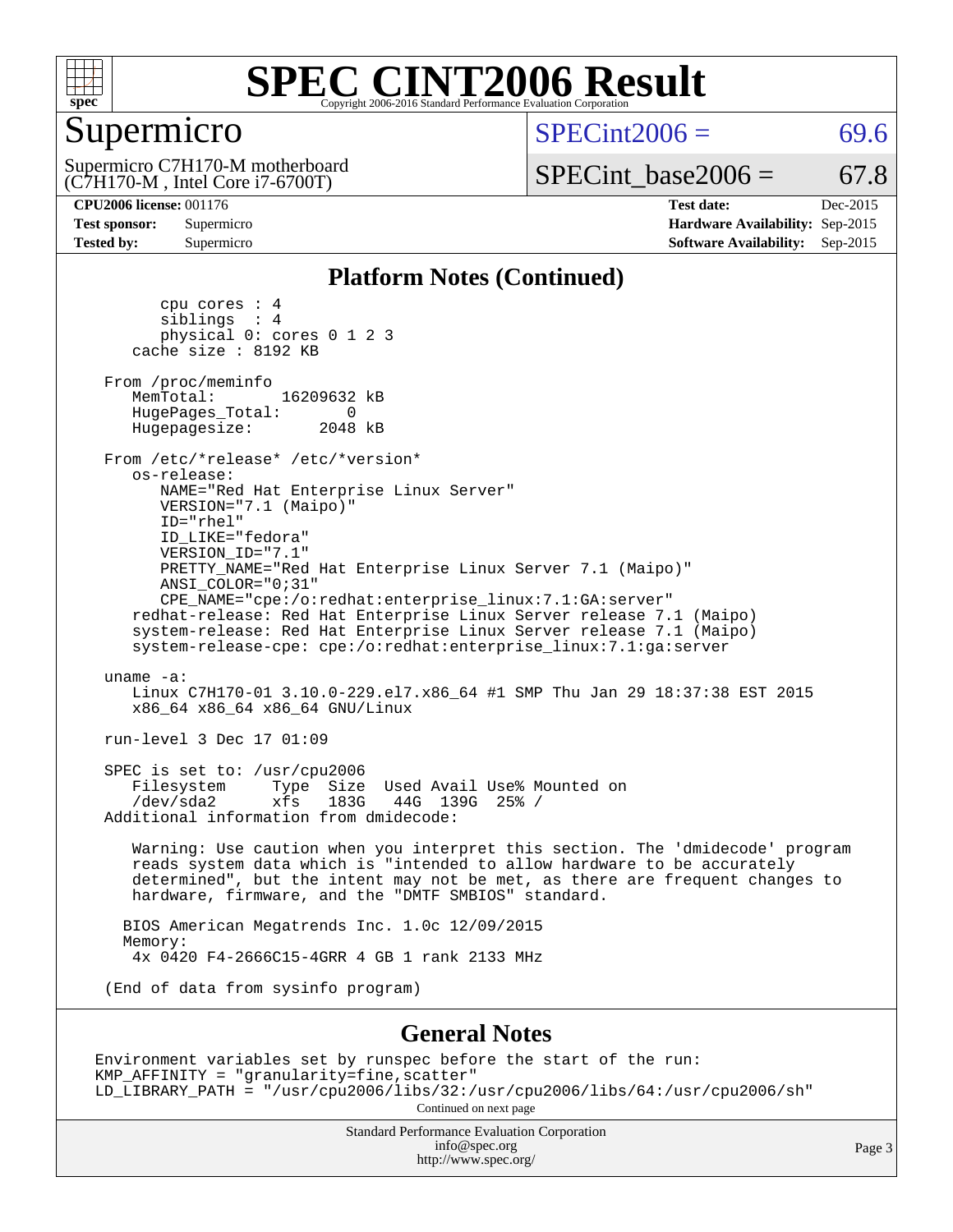# SPEC CINT2006 Result

Copyright 2006-2016 Standard Performance Evaluation Corporation

## Supermicro

Supermicro C7H170-M motherboard
(C7H170-M , Intel Core i7-6700T)

SPECint2006 = 69.6

SPECint_base2006 = 67.8

**CPU2006 license:** 001176
**Test sponsor:** Supermicro
**Tested by:** Supermicro

**Test date:** Dec-2015
**Hardware Availability:** Sep-2015
**Software Availability:** Sep-2015

### Platform Notes (Continued)

```
        cpu cores : 4
        siblings  : 4
        physical 0: cores 0 1 2 3
    cache size : 8192 KB

 From /proc/meminfo
    MemTotal:       16209632 kB
    HugePages_Total:       0
    Hugepagesize:       2048 kB

 From /etc/*release* /etc/*version*
    os-release:
       NAME="Red Hat Enterprise Linux Server"
       VERSION="7.1 (Maipo)"
       ID="rhel"
       ID_LIKE="fedora"
       VERSION_ID="7.1"
       PRETTY_NAME="Red Hat Enterprise Linux Server 7.1 (Maipo)"
       ANSI_COLOR="0;31"
       CPE_NAME="cpe:/o:redhat:enterprise_linux:7.1:GA:server"
    redhat-release: Red Hat Enterprise Linux Server release 7.1 (Maipo)
    system-release: Red Hat Enterprise Linux Server release 7.1 (Maipo)
    system-release-cpe: cpe:/o:redhat:enterprise_linux:7.1:ga:server

 uname -a:
    Linux C7H170-01 3.10.0-229.el7.x86_64 #1 SMP Thu Jan 29 18:37:38 EST 2015
    x86_64 x86_64 x86_64 GNU/Linux

 run-level 3 Dec 17 01:09

 SPEC is set to: /usr/cpu2006
    Filesystem     Type  Size  Used Avail Use% Mounted on
    /dev/sda2      xfs   183G   44G  139G  25% /
 Additional information from dmidecode:

    Warning: Use caution when you interpret this section. The 'dmidecode' program
    reads system data which is "intended to allow hardware to be accurately
    determined", but the intent may not be met, as there are frequent changes to
    hardware, firmware, and the "DMTF SMBIOS" standard.

   BIOS American Megatrends Inc. 1.0c 12/09/2015
   Memory:
    4x 0420 F4-2666C15-4GRR 4 GB 1 rank 2133 MHz

 (End of data from sysinfo program)
```

### General Notes

```
Environment variables set by runspec before the start of the run:
KMP_AFFINITY = "granularity=fine,scatter"
LD_LIBRARY_PATH = "/usr/cpu2006/libs/32:/usr/cpu2006/libs/64:/usr/cpu2006/sh"
```

Continued on next page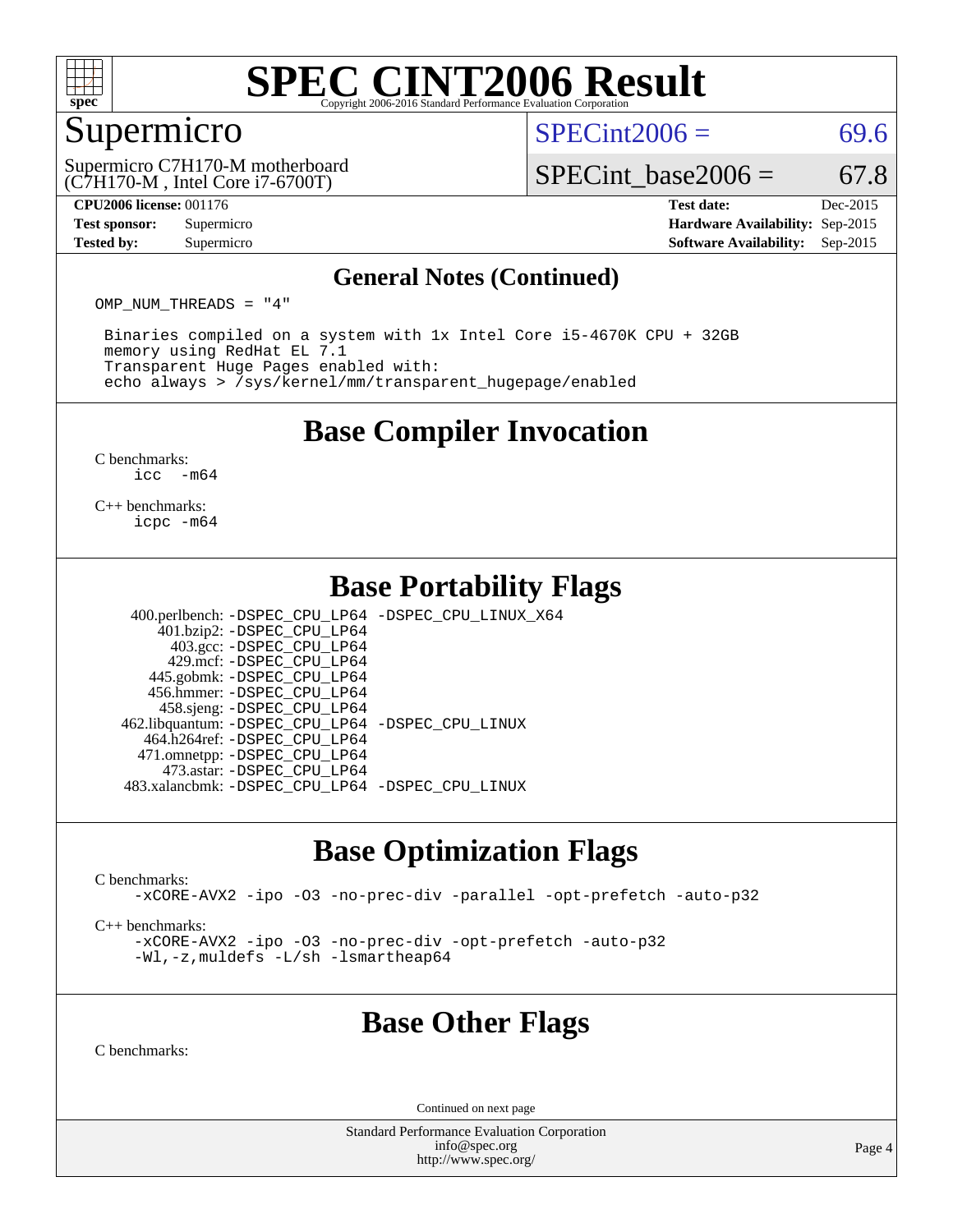# SPEC CINT2006 Result

Copyright 2006-2016 Standard Performance Evaluation Corporation

## Supermicro

Supermicro C7H170-M motherboard
(C7H170-M , Intel Core i7-6700T)

SPECint2006 = 69.6

SPECint_base2006 = 67.8

**CPU2006 license:** 001176
**Test sponsor:** Supermicro
**Tested by:** Supermicro

**Test date:** Dec-2015
**Hardware Availability:** Sep-2015
**Software Availability:** Sep-2015

### General Notes (Continued)

```
OMP_NUM_THREADS = "4"

 Binaries compiled on a system with 1x Intel Core i5-4670K CPU + 32GB
 memory using RedHat EL 7.1
 Transparent Huge Pages enabled with:
 echo always > /sys/kernel/mm/transparent_hugepage/enabled
```

## Base Compiler Invocation

C benchmarks:
```
icc  -m64
```

C++ benchmarks:
```
icpc -m64
```

## Base Portability Flags

```
   400.perlbench: -DSPEC_CPU_LP64 -DSPEC_CPU_LINUX_X64
      401.bzip2: -DSPEC_CPU_LP64
        403.gcc: -DSPEC_CPU_LP64
        429.mcf: -DSPEC_CPU_LP64
      445.gobmk: -DSPEC_CPU_LP64
      456.hmmer: -DSPEC_CPU_LP64
      458.sjeng: -DSPEC_CPU_LP64
 462.libquantum: -DSPEC_CPU_LP64 -DSPEC_CPU_LINUX
    464.h264ref: -DSPEC_CPU_LP64
    471.omnetpp: -DSPEC_CPU_LP64
      473.astar: -DSPEC_CPU_LP64
 483.xalancbmk: -DSPEC_CPU_LP64 -DSPEC_CPU_LINUX
```

## Base Optimization Flags

C benchmarks:
```
-xCORE-AVX2 -ipo -O3 -no-prec-div -parallel -opt-prefetch -auto-p32
```

C++ benchmarks:
```
-xCORE-AVX2 -ipo -O3 -no-prec-div -opt-prefetch -auto-p32
-Wl,-z,muldefs -L/sh -lsmartheap64
```

## Base Other Flags

C benchmarks:

Continued on next page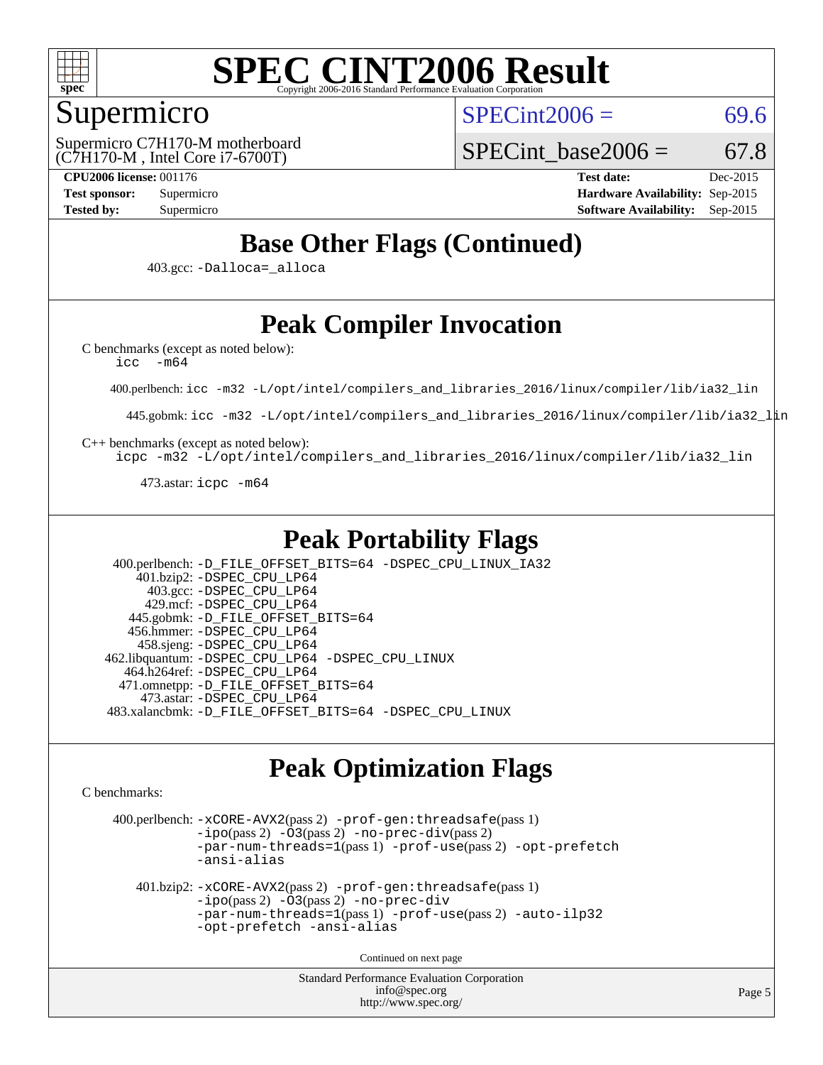## Base Other Flags (Continued)

403.gcc: -Dalloca=_alloca

## Peak Compiler Invocation

C benchmarks (except as noted below):
icc -m64

400.perlbench: icc -m32 -L/opt/intel/compilers_and_libraries_2016/linux/compiler/lib/ia32_lin

445.gobmk: icc -m32 -L/opt/intel/compilers_and_libraries_2016/linux/compiler/lib/ia32_lin

C++ benchmarks (except as noted below):
icpc -m32 -L/opt/intel/compilers_and_libraries_2016/linux/compiler/lib/ia32_lin

473.astar: icpc -m64

## Peak Portability Flags

400.perlbench: -D_FILE_OFFSET_BITS=64 -DSPEC_CPU_LINUX_IA32
401.bzip2: -DSPEC_CPU_LP64
403.gcc: -DSPEC_CPU_LP64
429.mcf: -DSPEC_CPU_LP64
445.gobmk: -D_FILE_OFFSET_BITS=64
456.hmmer: -DSPEC_CPU_LP64
458.sjeng: -DSPEC_CPU_LP64
462.libquantum: -DSPEC_CPU_LP64 -DSPEC_CPU_LINUX
464.h264ref: -DSPEC_CPU_LP64
471.omnetpp: -D_FILE_OFFSET_BITS=64
473.astar: -DSPEC_CPU_LP64
483.xalancbmk: -D_FILE_OFFSET_BITS=64 -DSPEC_CPU_LINUX

## Peak Optimization Flags

C benchmarks:

400.perlbench: -xCORE-AVX2(pass 2) -prof-gen:threadsafe(pass 1) -ipo(pass 2) -O3(pass 2) -no-prec-div(pass 2) -par-num-threads=1(pass 1) -prof-use(pass 2) -opt-prefetch -ansi-alias

401.bzip2: -xCORE-AVX2(pass 2) -prof-gen:threadsafe(pass 1) -ipo(pass 2) -O3(pass 2) -no-prec-div -par-num-threads=1(pass 1) -prof-use(pass 2) -auto-ilp32 -opt-prefetch -ansi-alias

Continued on next page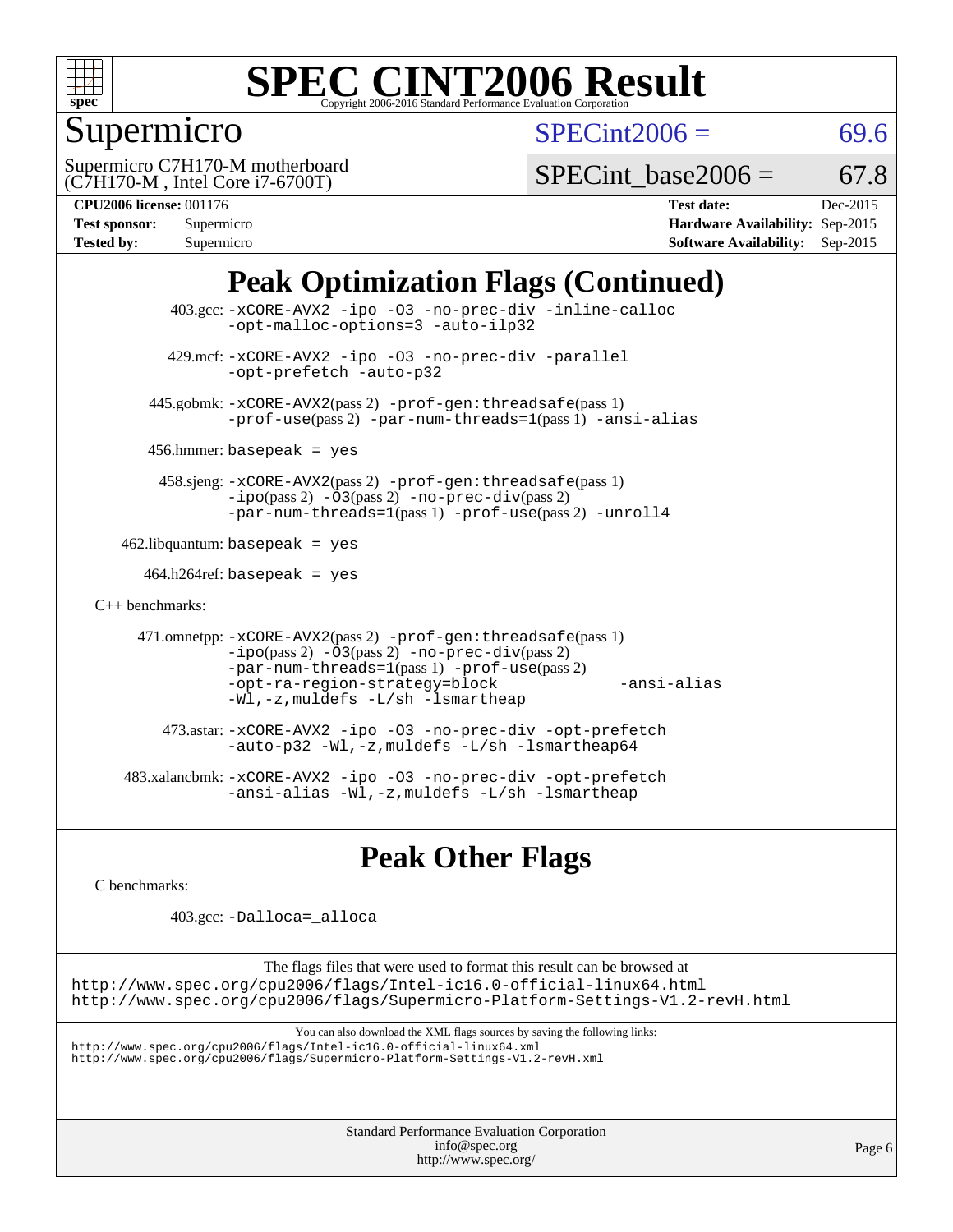# SPEC CINT2006 Result

Copyright 2006-2016 Standard Performance Evaluation Corporation

## Supermicro

Supermicro C7H170-M motherboard
(C7H170-M , Intel Core i7-6700T)

SPECint2006 = 69.6

SPECint_base2006 = 67.8

**CPU2006 license:** 001176
**Test sponsor:** Supermicro
**Tested by:** Supermicro

**Test date:** Dec-2015
**Hardware Availability:** Sep-2015
**Software Availability:** Sep-2015

## Peak Optimization Flags (Continued)

403.gcc: -xCORE-AVX2 -ipo -O3 -no-prec-div -inline-calloc -opt-malloc-options=3 -auto-ilp32

429.mcf: -xCORE-AVX2 -ipo -O3 -no-prec-div -parallel -opt-prefetch -auto-p32

445.gobmk: -xCORE-AVX2(pass 2) -prof-gen:threadsafe(pass 1) -prof-use(pass 2) -par-num-threads=1(pass 1) -ansi-alias

456.hmmer: basepeak = yes

458.sjeng: -xCORE-AVX2(pass 2) -prof-gen:threadsafe(pass 1) -ipo(pass 2) -O3(pass 2) -no-prec-div(pass 2) -par-num-threads=1(pass 1) -prof-use(pass 2) -unroll4

462.libquantum: basepeak = yes

464.h264ref: basepeak = yes

C++ benchmarks:

471.omnetpp: -xCORE-AVX2(pass 2) -prof-gen:threadsafe(pass 1) -ipo(pass 2) -O3(pass 2) -no-prec-div(pass 2) -par-num-threads=1(pass 1) -prof-use(pass 2) -opt-ra-region-strategy=block -ansi-alias -Wl,-z,muldefs -L/sh -lsmartheap

473.astar: -xCORE-AVX2 -ipo -O3 -no-prec-div -opt-prefetch -auto-p32 -Wl,-z,muldefs -L/sh -lsmartheap64

483.xalancbmk: -xCORE-AVX2 -ipo -O3 -no-prec-div -opt-prefetch -ansi-alias -Wl,-z,muldefs -L/sh -lsmartheap

## Peak Other Flags

C benchmarks:

403.gcc: -Dalloca=_alloca

The flags files that were used to format this result can be browsed at
http://www.spec.org/cpu2006/flags/Intel-ic16.0-official-linux64.html
http://www.spec.org/cpu2006/flags/Supermicro-Platform-Settings-V1.2-revH.html

You can also download the XML flags sources by saving the following links:
http://www.spec.org/cpu2006/flags/Intel-ic16.0-official-linux64.xml
http://www.spec.org/cpu2006/flags/Supermicro-Platform-Settings-V1.2-revH.xml

Standard Performance Evaluation Corporation
info@spec.org
http://www.spec.org/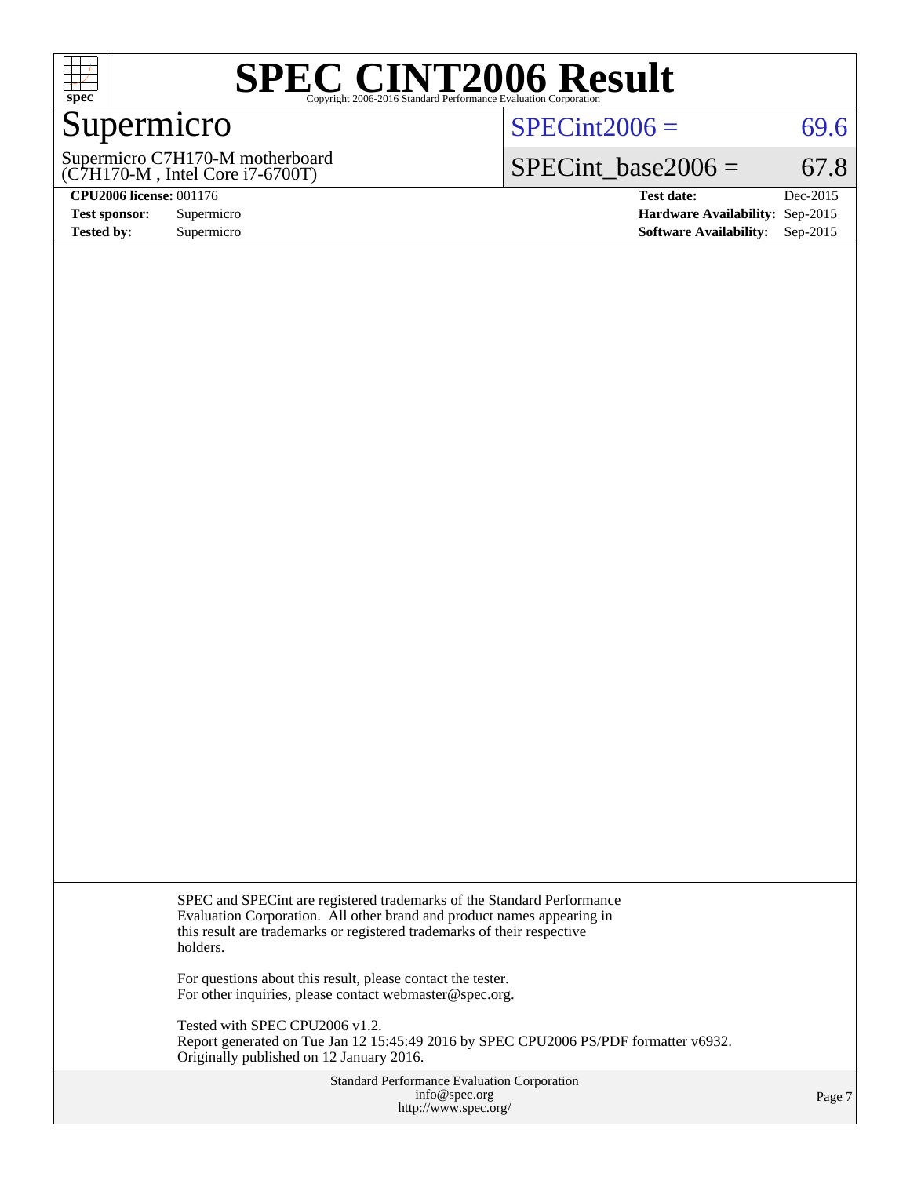# SPEC CINT2006 Result

Copyright 2006-2016 Standard Performance Evaluation Corporation

## Supermicro

Supermicro C7H170-M motherboard
(C7H170-M , Intel Core i7-6700T)

$SPECint2006 =$ 69.6

$SPECint\_base2006 =$ 67.8

| | | | |
|---|---|---|---|
| **CPU2006 license:** 001176 | | **Test date:** | Dec-2015 |
| **Test sponsor:** | Supermicro | **Hardware Availability:** | Sep-2015 |
| **Tested by:** | Supermicro | **Software Availability:** | Sep-2015 |

SPEC and SPECint are registered trademarks of the Standard Performance Evaluation Corporation. All other brand and product names appearing in this result are trademarks or registered trademarks of their respective holders.

For questions about this result, please contact the tester.
For other inquiries, please contact webmaster@spec.org.

Tested with SPEC CPU2006 v1.2.
Report generated on Tue Jan 12 15:45:49 2016 by SPEC CPU2006 PS/PDF formatter v6932.
Originally published on 12 January 2016.

Standard Performance Evaluation Corporation
info@spec.org
http://www.spec.org/